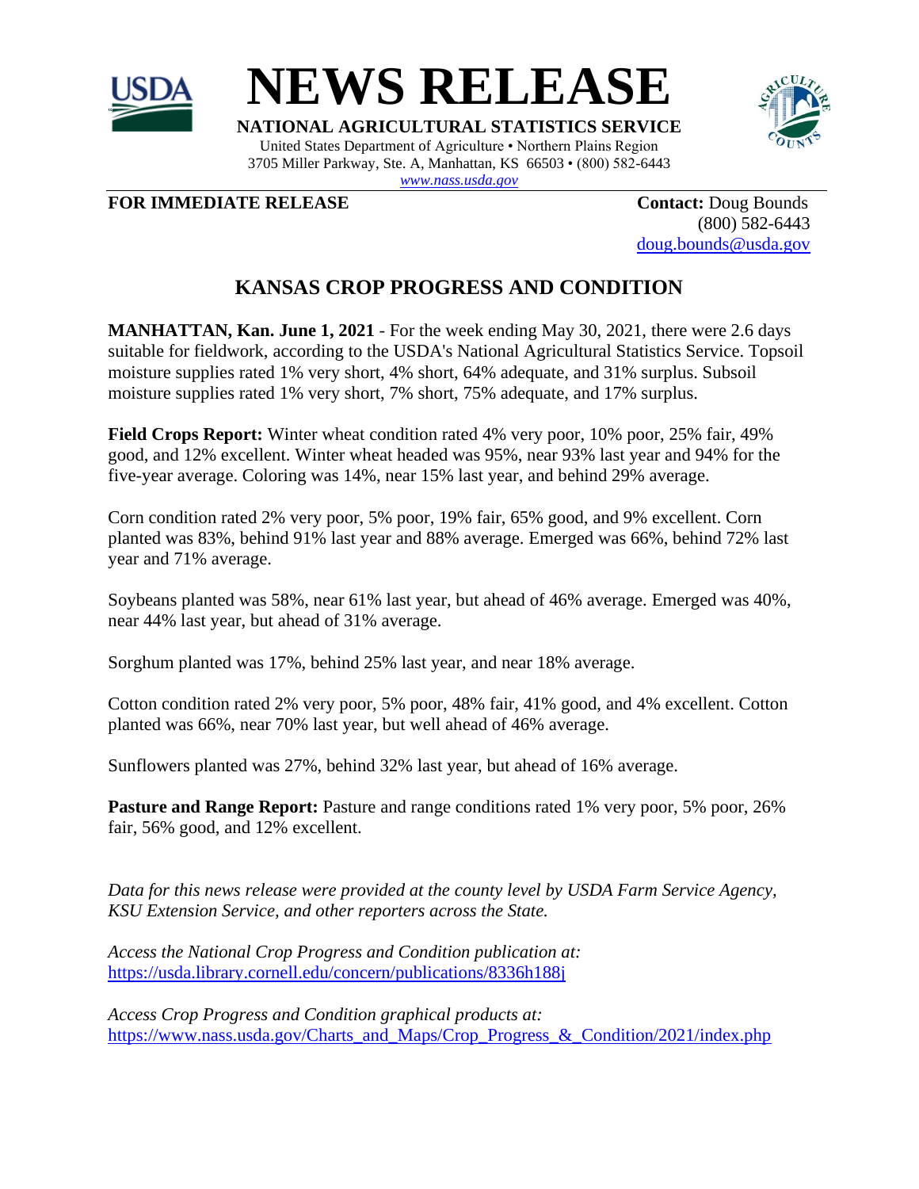# NEWS RELEASE

**NATIONAL AGRICULTURAL STATISTICS SERVICE**

United States Department of Agriculture • Northern Plains Region
3705 Miller Parkway, Ste. A, Manhattan, KS 66503 • (800) 582-6443
*www.nass.usda.gov*

**FOR IMMEDIATE RELEASE**

**Contact:** Doug Bounds
(800) 582-6443
doug.bounds@usda.gov

## KANSAS CROP PROGRESS AND CONDITION

**MANHATTAN, Kan. June 1, 2021** - For the week ending May 30, 2021, there were 2.6 days suitable for fieldwork, according to the USDA's National Agricultural Statistics Service. Topsoil moisture supplies rated 1% very short, 4% short, 64% adequate, and 31% surplus. Subsoil moisture supplies rated 1% very short, 7% short, 75% adequate, and 17% surplus.

**Field Crops Report:** Winter wheat condition rated 4% very poor, 10% poor, 25% fair, 49% good, and 12% excellent. Winter wheat headed was 95%, near 93% last year and 94% for the five-year average. Coloring was 14%, near 15% last year, and behind 29% average.

Corn condition rated 2% very poor, 5% poor, 19% fair, 65% good, and 9% excellent. Corn planted was 83%, behind 91% last year and 88% average. Emerged was 66%, behind 72% last year and 71% average.

Soybeans planted was 58%, near 61% last year, but ahead of 46% average. Emerged was 40%, near 44% last year, but ahead of 31% average.

Sorghum planted was 17%, behind 25% last year, and near 18% average.

Cotton condition rated 2% very poor, 5% poor, 48% fair, 41% good, and 4% excellent. Cotton planted was 66%, near 70% last year, but well ahead of 46% average.

Sunflowers planted was 27%, behind 32% last year, but ahead of 16% average.

**Pasture and Range Report:** Pasture and range conditions rated 1% very poor, 5% poor, 26% fair, 56% good, and 12% excellent.

*Data for this news release were provided at the county level by USDA Farm Service Agency, KSU Extension Service, and other reporters across the State.*

*Access the National Crop Progress and Condition publication at:*
https://usda.library.cornell.edu/concern/publications/8336h188j

*Access Crop Progress and Condition graphical products at:*
https://www.nass.usda.gov/Charts_and_Maps/Crop_Progress_&_Condition/2021/index.php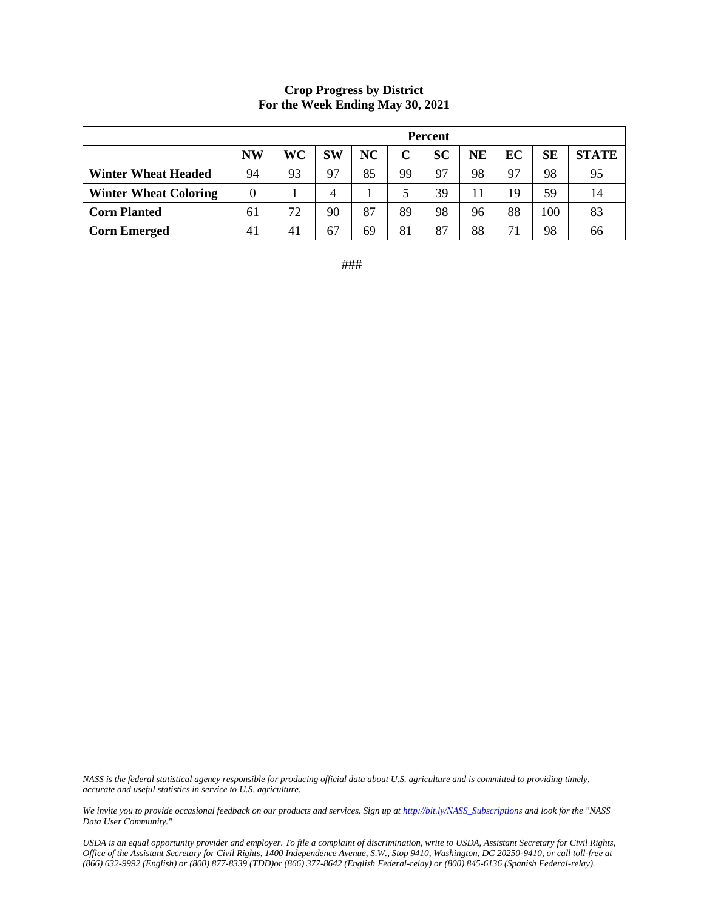**Crop Progress by District**
**For the Week Ending May 30, 2021**

| | Percent | | | | | | | | | |
|---|---|---|---|---|---|---|---|---|---|---|
| | **NW** | **WC** | **SW** | **NC** | **C** | **SC** | **NE** | **EC** | **SE** | **STATE** |
| **Winter Wheat Headed** | 94 | 93 | 97 | 85 | 99 | 97 | 98 | 97 | 98 | 95 |
| **Winter Wheat Coloring** | 0 | 1 | 4 | 1 | 5 | 39 | 11 | 19 | 59 | 14 |
| **Corn Planted** | 61 | 72 | 90 | 87 | 89 | 98 | 96 | 88 | 100 | 83 |
| **Corn Emerged** | 41 | 41 | 67 | 69 | 81 | 87 | 88 | 71 | 98 | 66 |

###

*NASS is the federal statistical agency responsible for producing official data about U.S. agriculture and is committed to providing timely, accurate and useful statistics in service to U.S. agriculture.*

*We invite you to provide occasional feedback on our products and services. Sign up at http://bit.ly/NASS_Subscriptions and look for the "NASS Data User Community."*

*USDA is an equal opportunity provider and employer. To file a complaint of discrimination, write to USDA, Assistant Secretary for Civil Rights, Office of the Assistant Secretary for Civil Rights, 1400 Independence Avenue, S.W., Stop 9410, Washington, DC 20250-9410, or call toll-free at (866) 632-9992 (English) or (800) 877-8339 (TDD)or (866) 377-8642 (English Federal-relay) or (800) 845-6136 (Spanish Federal-relay).*